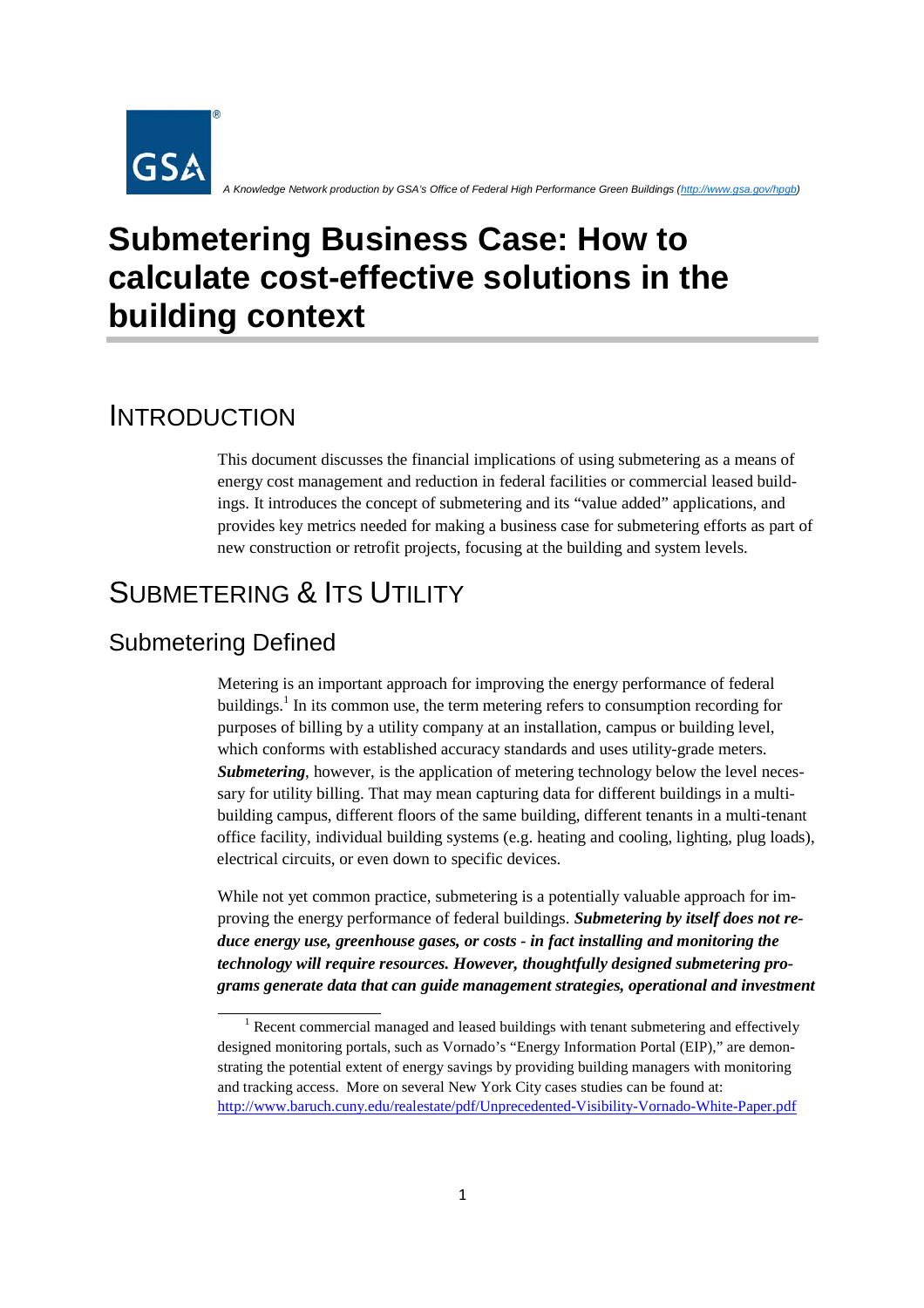A Knowledge Network production by GSA's Office of Federal High Performance Green Buildings (http://www.gsa.gov/hpgb)

# Submetering Business Case: How to calculate cost-effective solutions in the building context

## INTRODUCTION

This document discusses the financial implications of using submetering as a means of energy cost management and reduction in federal facilities or commercial leased buildings. It introduces the concept of submetering and its "value added" applications, and provides key metrics needed for making a business case for submetering efforts as part of new construction or retrofit projects, focusing at the building and system levels.

## SUBMETERING & ITS UTILITY

### Submetering Defined

Metering is an important approach for improving the energy performance of federal buildings.[1] In its common use, the term metering refers to consumption recording for purposes of billing by a utility company at an installation, campus or building level, which conforms with established accuracy standards and uses utility-grade meters. ***Submetering***, however, is the application of metering technology below the level necessary for utility billing. That may mean capturing data for different buildings in a multi-building campus, different floors of the same building, different tenants in a multi-tenant office facility, individual building systems (e.g. heating and cooling, lighting, plug loads), electrical circuits, or even down to specific devices.

While not yet common practice, submetering is a potentially valuable approach for improving the energy performance of federal buildings. ***Submetering by itself does not reduce energy use, greenhouse gases, or costs - in fact installing and monitoring the technology will require resources. However, thoughtfully designed submetering programs generate data that can guide management strategies, operational and investment***

[1] Recent commercial managed and leased buildings with tenant submetering and effectively designed monitoring portals, such as Vornado's "Energy Information Portal (EIP)," are demonstrating the potential extent of energy savings by providing building managers with monitoring and tracking access. More on several New York City cases studies can be found at: http://www.baruch.cuny.edu/realestate/pdf/Unprecedented-Visibility-Vornado-White-Paper.pdf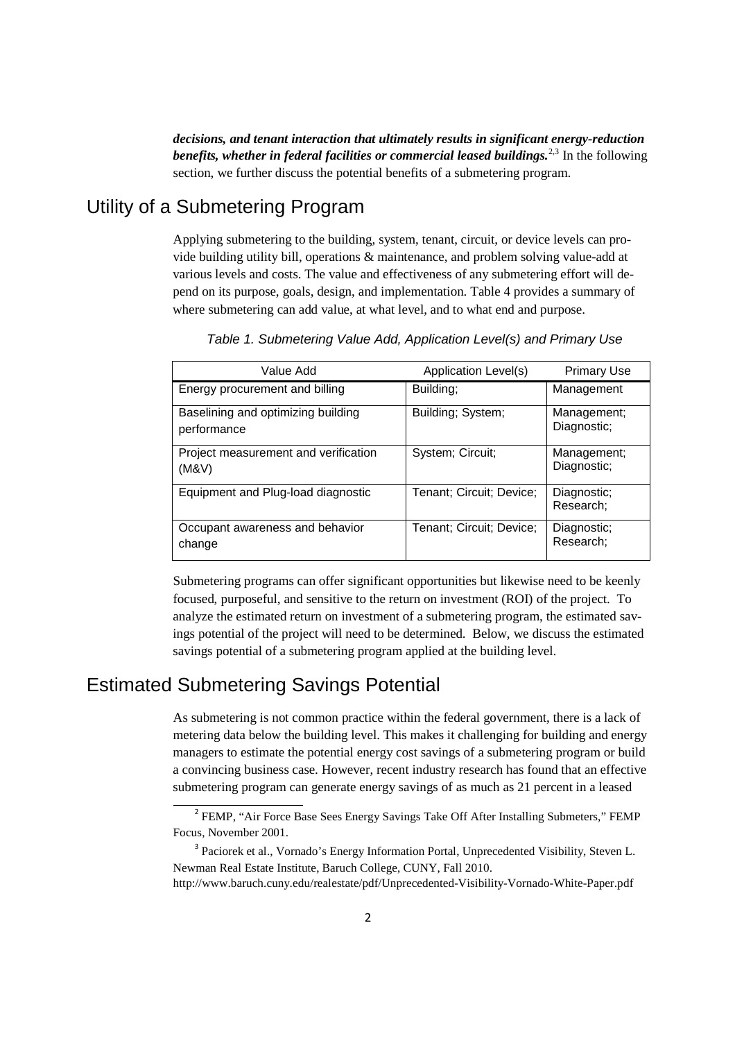***decisions, and tenant interaction that ultimately results in significant energy-reduction benefits, whether in federal facilities or commercial leased buildings.***[2,3] In the following section, we further discuss the potential benefits of a submetering program.

## Utility of a Submetering Program

Applying submetering to the building, system, tenant, circuit, or device levels can provide building utility bill, operations & maintenance, and problem solving value-add at various levels and costs. The value and effectiveness of any submetering effort will depend on its purpose, goals, design, and implementation. Table 4 provides a summary of where submetering can add value, at what level, and to what end and purpose.

*Table 1. Submetering Value Add, Application Level(s) and Primary Use*

| Value Add | Application Level(s) | Primary Use |
|---|---|---|
| Energy procurement and billing | Building; | Management |
| Baselining and optimizing building performance | Building; System; | Management; Diagnostic; |
| Project measurement and verification (M&V) | System; Circuit; | Management; Diagnostic; |
| Equipment and Plug-load diagnostic | Tenant; Circuit; Device; | Diagnostic; Research; |
| Occupant awareness and behavior change | Tenant; Circuit; Device; | Diagnostic; Research; |

Submetering programs can offer significant opportunities but likewise need to be keenly focused, purposeful, and sensitive to the return on investment (ROI) of the project. To analyze the estimated return on investment of a submetering program, the estimated savings potential of the project will need to be determined. Below, we discuss the estimated savings potential of a submetering program applied at the building level.

## Estimated Submetering Savings Potential

As submetering is not common practice within the federal government, there is a lack of metering data below the building level. This makes it challenging for building and energy managers to estimate the potential energy cost savings of a submetering program or build a convincing business case. However, recent industry research has found that an effective submetering program can generate energy savings of as much as 21 percent in a leased

[2] FEMP, "Air Force Base Sees Energy Savings Take Off After Installing Submeters," FEMP Focus, November 2001.

[3] Paciorek et al., Vornado's Energy Information Portal, Unprecedented Visibility, Steven L. Newman Real Estate Institute, Baruch College, CUNY, Fall 2010. http://www.baruch.cuny.edu/realestate/pdf/Unprecedented-Visibility-Vornado-White-Paper.pdf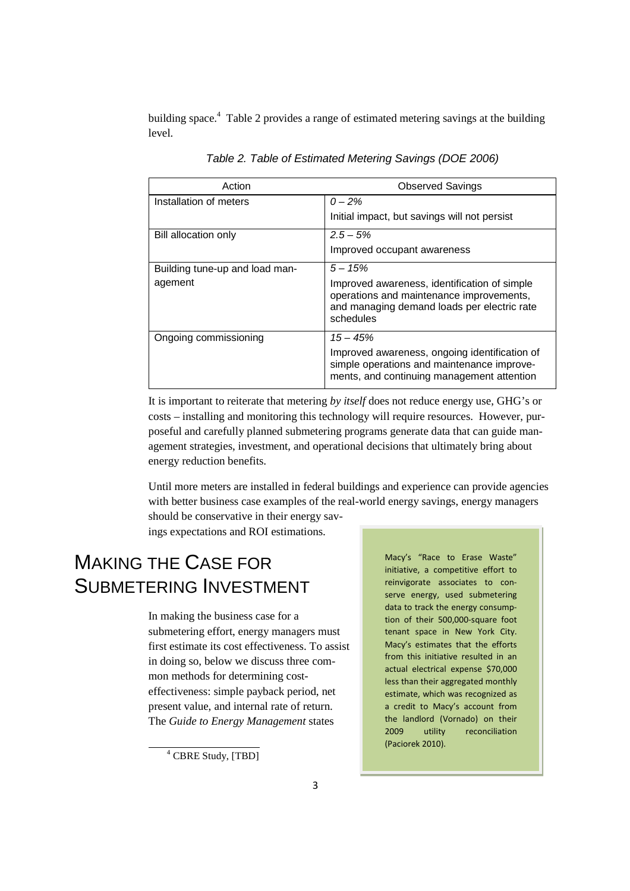building space.[4] Table 2 provides a range of estimated metering savings at the building level.

*Table 2. Table of Estimated Metering Savings (DOE 2006)*

| Action | Observed Savings |
|---|---|
| Installation of meters | *0 – 2%*<br>Initial impact, but savings will not persist |
| Bill allocation only | *2.5 – 5%*<br>Improved occupant awareness |
| Building tune-up and load management | *5 – 15%*<br>Improved awareness, identification of simple operations and maintenance improvements, and managing demand loads per electric rate schedules |
| Ongoing commissioning | *15 – 45%*<br>Improved awareness, ongoing identification of simple operations and maintenance improvements, and continuing management attention |

It is important to reiterate that metering *by itself* does not reduce energy use, GHG's or costs – installing and monitoring this technology will require resources. However, purposeful and carefully planned submetering programs generate data that can guide management strategies, investment, and operational decisions that ultimately bring about energy reduction benefits.

Until more meters are installed in federal buildings and experience can provide agencies with better business case examples of the real-world energy savings, energy managers should be conservative in their energy savings expectations and ROI estimations.

# MAKING THE CASE FOR SUBMETERING INVESTMENT

In making the business case for a submetering effort, energy managers must first estimate its cost effectiveness. To assist in doing so, below we discuss three common methods for determining cost-effectiveness: simple payback period, net present value, and internal rate of return. The *Guide to Energy Management* states

> Macy's "Race to Erase Waste" initiative, a competitive effort to reinvigorate associates to conserve energy, used submetering data to track the energy consumption of their 500,000-square foot tenant space in New York City. Macy's estimates that the efforts from this initiative resulted in an actual electrical expense $70,000 less than their aggregated monthly estimate, which was recognized as a credit to Macy's account from the landlord (Vornado) on their 2009 utility reconciliation (Paciorek 2010).

[4] CBRE Study, [TBD]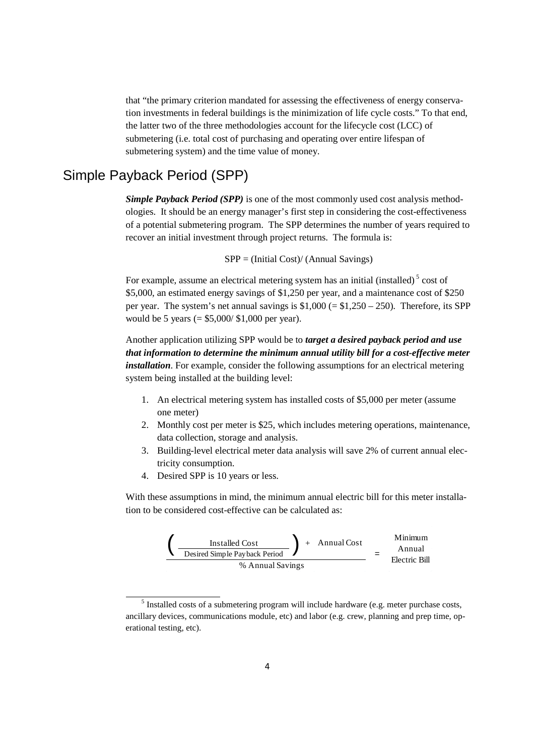that "the primary criterion mandated for assessing the effectiveness of energy conservation investments in federal buildings is the minimization of life cycle costs." To that end, the latter two of the three methodologies account for the lifecycle cost (LCC) of submetering (i.e. total cost of purchasing and operating over entire lifespan of submetering system) and the time value of money.

## Simple Payback Period (SPP)

***Simple Payback Period (SPP)*** is one of the most commonly used cost analysis methodologies. It should be an energy manager's first step in considering the cost-effectiveness of a potential submetering program. The SPP determines the number of years required to recover an initial investment through project returns. The formula is:

SPP = (Initial Cost)/ (Annual Savings)

For example, assume an electrical metering system has an initial (installed)[5] cost of \$5,000, an estimated energy savings of \$1,250 per year, and a maintenance cost of \$250 per year. The system's net annual savings is \$1,000 (= \$1,250 – 250). Therefore, its SPP would be 5 years (= \$5,000/ \$1,000 per year).

Another application utilizing SPP would be to ***target a desired payback period and use that information to determine the minimum annual utility bill for a cost-effective meter installation***. For example, consider the following assumptions for an electrical metering system being installed at the building level:

1. An electrical metering system has installed costs of \$5,000 per meter (assume one meter)
2. Monthly cost per meter is \$25, which includes metering operations, maintenance, data collection, storage and analysis.
3. Building-level electrical meter data analysis will save 2% of current annual electricity consumption.
4. Desired SPP is 10 years or less.

With these assumptions in mind, the minimum annual electric bill for this meter installation to be considered cost-effective can be calculated as:

$$\frac{\left(\dfrac{\text{Installed Cost}}{\text{Desired Simple Payback Period}}\right) + \text{Annual Cost}}{\text{\% Annual Savings}} = \text{Minimum Annual Electric Bill}$$

[5] Installed costs of a submetering program will include hardware (e.g. meter purchase costs, ancillary devices, communications module, etc) and labor (e.g. crew, planning and prep time, operational testing, etc).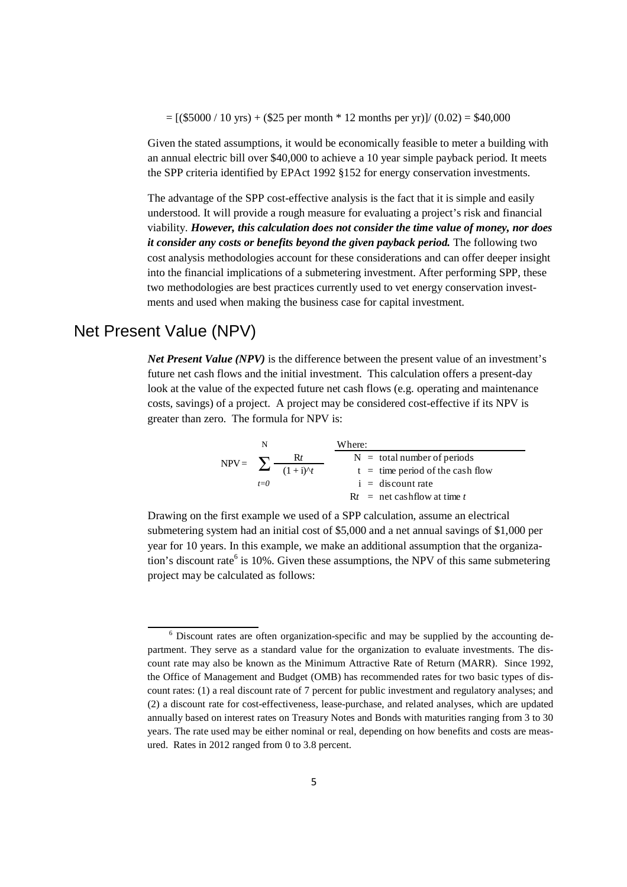$= [(\$5000 / 10 \text{ yrs}) + (\$25 \text{ per month} * 12 \text{ months per yr})] / (0.02) = \$40{,}000$

Given the stated assumptions, it would be economically feasible to meter a building with an annual electric bill over $40,000 to achieve a 10 year simple payback period. It meets the SPP criteria identified by EPAct 1992 §152 for energy conservation investments.

The advantage of the SPP cost-effective analysis is the fact that it is simple and easily understood. It will provide a rough measure for evaluating a project's risk and financial viability. ***However, this calculation does not consider the time value of money, nor does it consider any costs or benefits beyond the given payback period.*** The following two cost analysis methodologies account for these considerations and can offer deeper insight into the financial implications of a submetering investment. After performing SPP, these two methodologies are best practices currently used to vet energy conservation investments and used when making the business case for capital investment.

## Net Present Value (NPV)

***Net Present Value (NPV)*** is the difference between the present value of an investment's future net cash flows and the initial investment. This calculation offers a present-day look at the value of the expected future net cash flows (e.g. operating and maintenance costs, savings) of a project. A project may be considered cost-effective if its NPV is greater than zero. The formula for NPV is:

$$NPV = \sum_{t=0}^{N} \frac{R_t}{(1+i)^t}$$

Where:

- $N$ = total number of periods
- $t$ = time period of the cash flow
- $i$ = discount rate
- $R_t$ = net cashflow at time $t$

Drawing on the first example we used of a SPP calculation, assume an electrical submetering system had an initial cost of $5,000 and a net annual savings of $1,000 per year for 10 years. In this example, we make an additional assumption that the organization's discount rate[6] is 10%. Given these assumptions, the NPV of this same submetering project may be calculated as follows:

[6] Discount rates are often organization-specific and may be supplied by the accounting department. They serve as a standard value for the organization to evaluate investments. The discount rate may also be known as the Minimum Attractive Rate of Return (MARR). Since 1992, the Office of Management and Budget (OMB) has recommended rates for two basic types of discount rates: (1) a real discount rate of 7 percent for public investment and regulatory analyses; and (2) a discount rate for cost-effectiveness, lease-purchase, and related analyses, which are updated annually based on interest rates on Treasury Notes and Bonds with maturities ranging from 3 to 30 years. The rate used may be either nominal or real, depending on how benefits and costs are measured. Rates in 2012 ranged from 0 to 3.8 percent.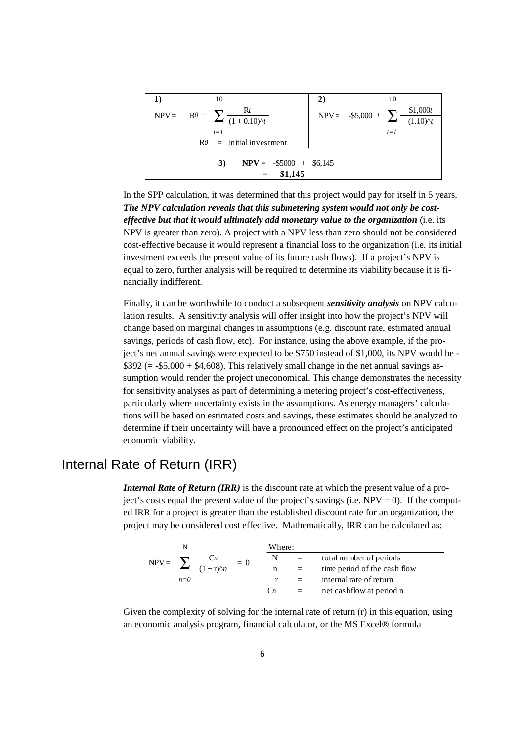| **1)** | **2)** |
|---|---|
| $$NPV = R_0 + \sum_{t=1}^{10} \frac{R_t}{(1+0.10)^{t}}$$ $R_0$ = initial investment | $$NPV = -\$5{,}000 + \sum_{t=1}^{10} \frac{\$1{,}000_t}{(1.10)^{t}}$$ |
| **3)** **NPV =** -\$5000 + \$6,145 = **\$1,145** | |

In the SPP calculation, it was determined that this project would pay for itself in 5 years. ***The NPV calculation reveals that this submetering system would not only be cost-effective but that it would ultimately add monetary value to the organization*** (i.e. its NPV is greater than zero). A project with a NPV less than zero should not be considered cost-effective because it would represent a financial loss to the organization (i.e. its initial investment exceeds the present value of its future cash flows). If a project's NPV is equal to zero, further analysis will be required to determine its viability because it is financially indifferent.

Finally, it can be worthwhile to conduct a subsequent ***sensitivity analysis*** on NPV calculation results. A sensitivity analysis will offer insight into how the project's NPV will change based on marginal changes in assumptions (e.g. discount rate, estimated annual savings, periods of cash flow, etc). For instance, using the above example, if the project's net annual savings were expected to be \$750 instead of \$1,000, its NPV would be -\$392 (= -\$5,000 + \$4,608). This relatively small change in the net annual savings assumption would render the project uneconomical. This change demonstrates the necessity for sensitivity analyses as part of determining a metering project's cost-effectiveness, particularly where uncertainty exists in the assumptions. As energy managers' calculations will be based on estimated costs and savings, these estimates should be analyzed to determine if their uncertainty will have a pronounced effect on the project's anticipated economic viability.

## Internal Rate of Return (IRR)

***Internal Rate of Return (IRR)*** is the discount rate at which the present value of a project's costs equal the present value of the project's savings (i.e. NPV = 0). If the computed IRR for a project is greater than the established discount rate for an organization, the project may be considered cost effective. Mathematically, IRR can be calculated as:

$$NPV = \sum_{n=0}^{N} \frac{C_n}{(1+r)^{n}} = 0$$

Where:

| | | |
|---|---|---|
| N | = | total number of periods |
| n | = | time period of the cash flow |
| r | = | internal rate of return |
| $C_n$ | = | net cashflow at period n |

Given the complexity of solving for the internal rate of return (r) in this equation, using an economic analysis program, financial calculator, or the MS Excel® formula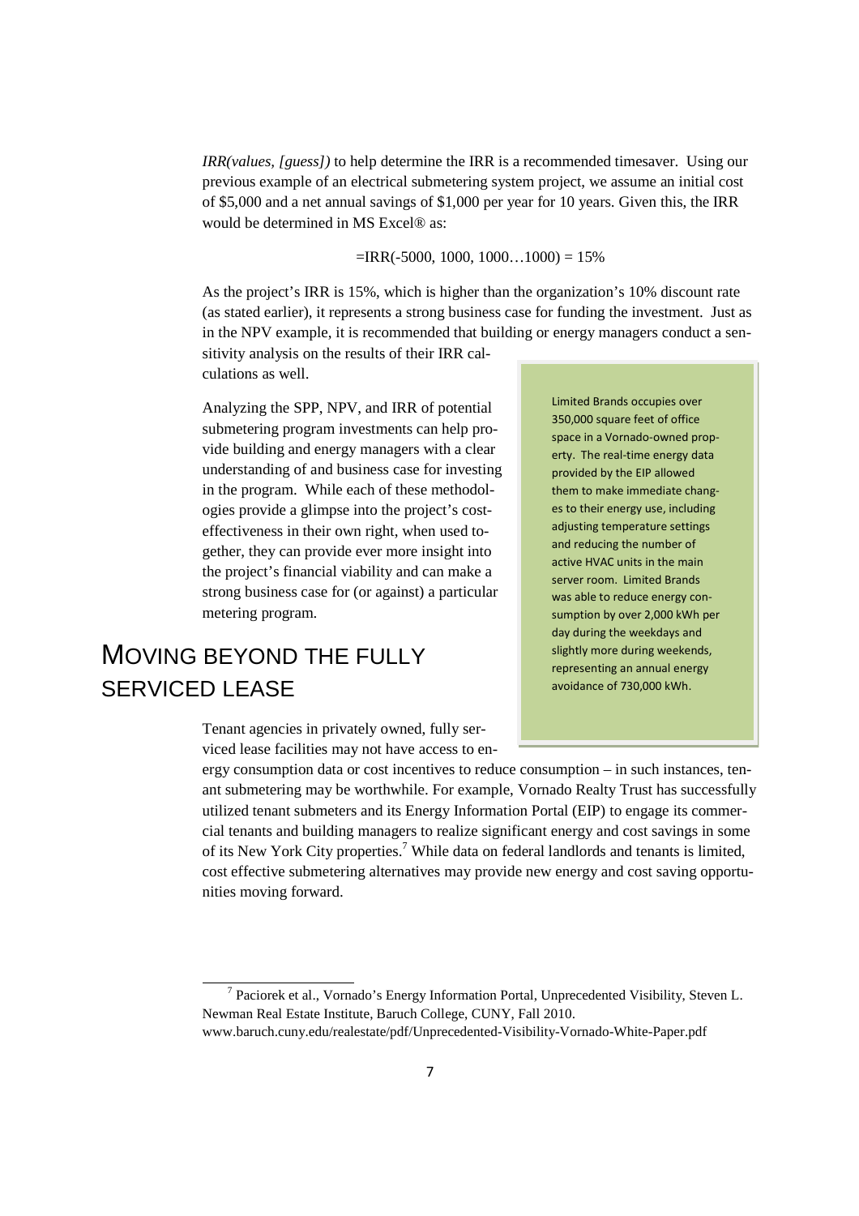*IRR(values, [guess])* to help determine the IRR is a recommended timesaver. Using our previous example of an electrical submetering system project, we assume an initial cost of $5,000 and a net annual savings of $1,000 per year for 10 years. Given this, the IRR would be determined in MS Excel® as:

=IRR(-5000, 1000, 1000…1000) = 15%

As the project's IRR is 15%, which is higher than the organization's 10% discount rate (as stated earlier), it represents a strong business case for funding the investment. Just as in the NPV example, it is recommended that building or energy managers conduct a sensitivity analysis on the results of their IRR calculations as well.

Analyzing the SPP, NPV, and IRR of potential submetering program investments can help provide building and energy managers with a clear understanding of and business case for investing in the program. While each of these methodologies provide a glimpse into the project's cost-effectiveness in their own right, when used together, they can provide ever more insight into the project's financial viability and can make a strong business case for (or against) a particular metering program.

> Limited Brands occupies over 350,000 square feet of office space in a Vornado-owned property. The real-time energy data provided by the EIP allowed them to make immediate changes to their energy use, including adjusting temperature settings and reducing the number of active HVAC units in the main server room. Limited Brands was able to reduce energy consumption by over 2,000 kWh per day during the weekdays and slightly more during weekends, representing an annual energy avoidance of 730,000 kWh.

# MOVING BEYOND THE FULLY SERVICED LEASE

Tenant agencies in privately owned, fully serviced lease facilities may not have access to energy consumption data or cost incentives to reduce consumption – in such instances, tenant submetering may be worthwhile. For example, Vornado Realty Trust has successfully utilized tenant submeters and its Energy Information Portal (EIP) to engage its commercial tenants and building managers to realize significant energy and cost savings in some of its New York City properties.[7] While data on federal landlords and tenants is limited, cost effective submetering alternatives may provide new energy and cost saving opportunities moving forward.

[7] Paciorek et al., Vornado's Energy Information Portal, Unprecedented Visibility, Steven L. Newman Real Estate Institute, Baruch College, CUNY, Fall 2010. www.baruch.cuny.edu/realestate/pdf/Unprecedented-Visibility-Vornado-White-Paper.pdf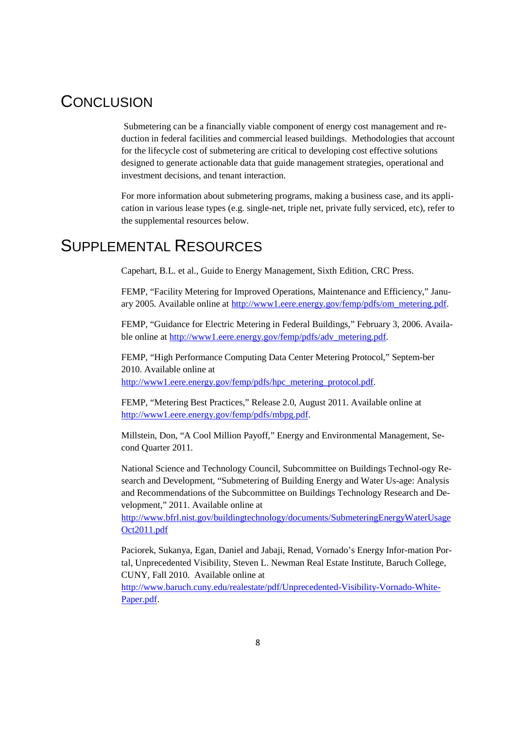# Conclusion

Submetering can be a financially viable component of energy cost management and reduction in federal facilities and commercial leased buildings. Methodologies that account for the lifecycle cost of submetering are critical to developing cost effective solutions designed to generate actionable data that guide management strategies, operational and investment decisions, and tenant interaction.

For more information about submetering programs, making a business case, and its application in various lease types (e.g. single-net, triple net, private fully serviced, etc), refer to the supplemental resources below.

# Supplemental Resources

Capehart, B.L. et al., Guide to Energy Management, Sixth Edition, CRC Press.

FEMP, "Facility Metering for Improved Operations, Maintenance and Efficiency," January 2005. Available online at http://www1.eere.energy.gov/femp/pdfs/om_metering.pdf.

FEMP, "Guidance for Electric Metering in Federal Buildings," February 3, 2006. Available online at http://www1.eere.energy.gov/femp/pdfs/adv_metering.pdf.

FEMP, "High Performance Computing Data Center Metering Protocol," Septem-ber 2010. Available online at http://www1.eere.energy.gov/femp/pdfs/hpc_metering_protocol.pdf.

FEMP, "Metering Best Practices," Release 2.0, August 2011. Available online at http://www1.eere.energy.gov/femp/pdfs/mbpg.pdf.

Millstein, Don, "A Cool Million Payoff," Energy and Environmental Management, Second Quarter 2011.

National Science and Technology Council, Subcommittee on Buildings Technol-ogy Research and Development, "Submetering of Building Energy and Water Us-age: Analysis and Recommendations of the Subcommittee on Buildings Technology Research and Development," 2011. Available online at http://www.bfrl.nist.gov/buildingtechnology/documents/SubmeteringEnergyWaterUsageOct2011.pdf

Paciorek, Sukanya, Egan, Daniel and Jabaji, Renad, Vornado's Energy Infor-mation Portal, Unprecedented Visibility, Steven L. Newman Real Estate Institute, Baruch College, CUNY, Fall 2010. Available online at http://www.baruch.cuny.edu/realestate/pdf/Unprecedented-Visibility-Vornado-White-Paper.pdf.